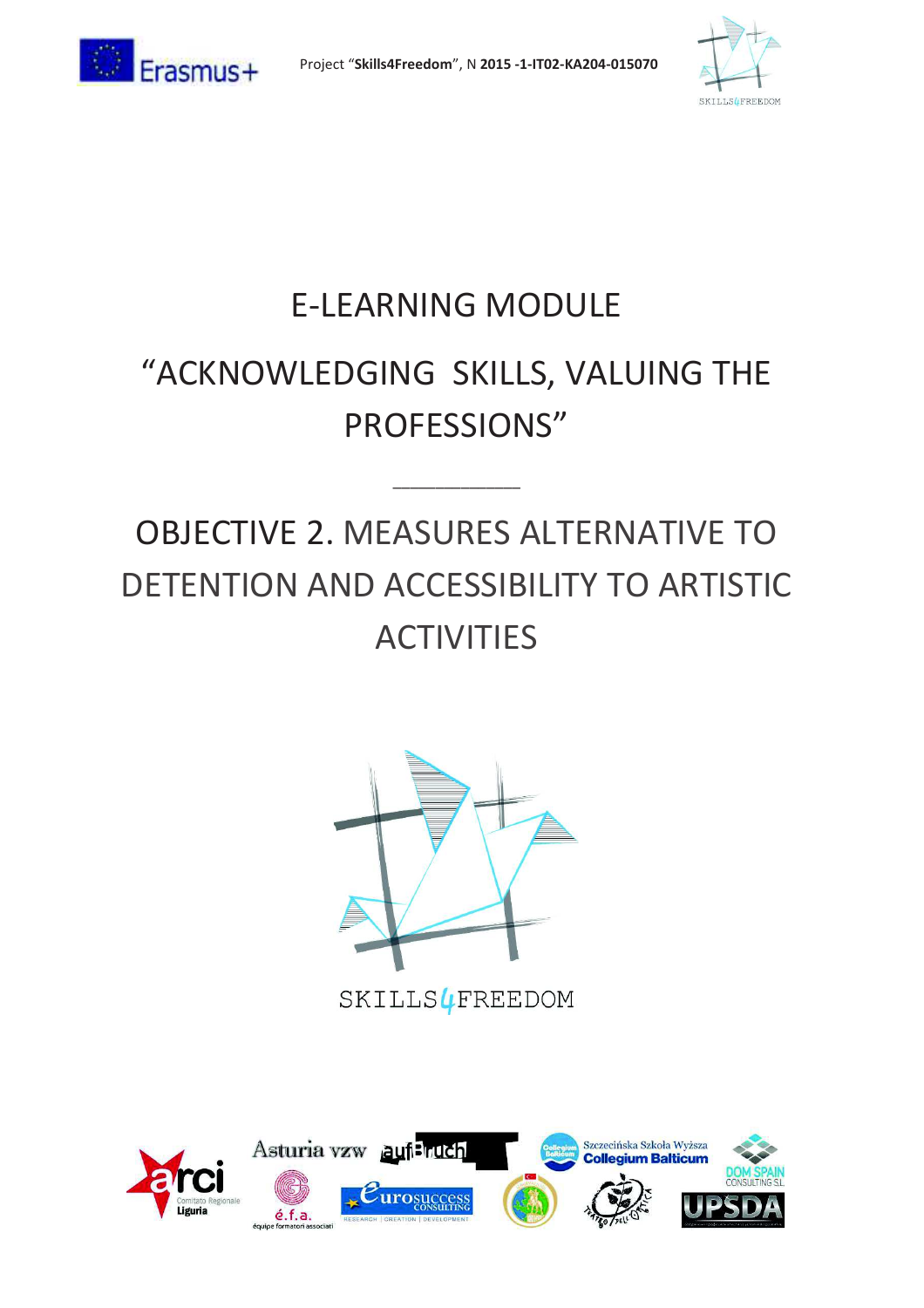Project "**Skills4Freedom**", N **2015 -1-IT02-KA204-015070**

# E-LEARNING MODULE

# "ACKNOWLEDGING SKILLS, VALUING THE PROFESSIONS"

---

## OBJECTIVE 2. MEASURES ALTERNATIVE TO DETENTION AND ACCESSIBILITY TO ARTISTIC ACTIVITIES

SKILLS4FREEDOM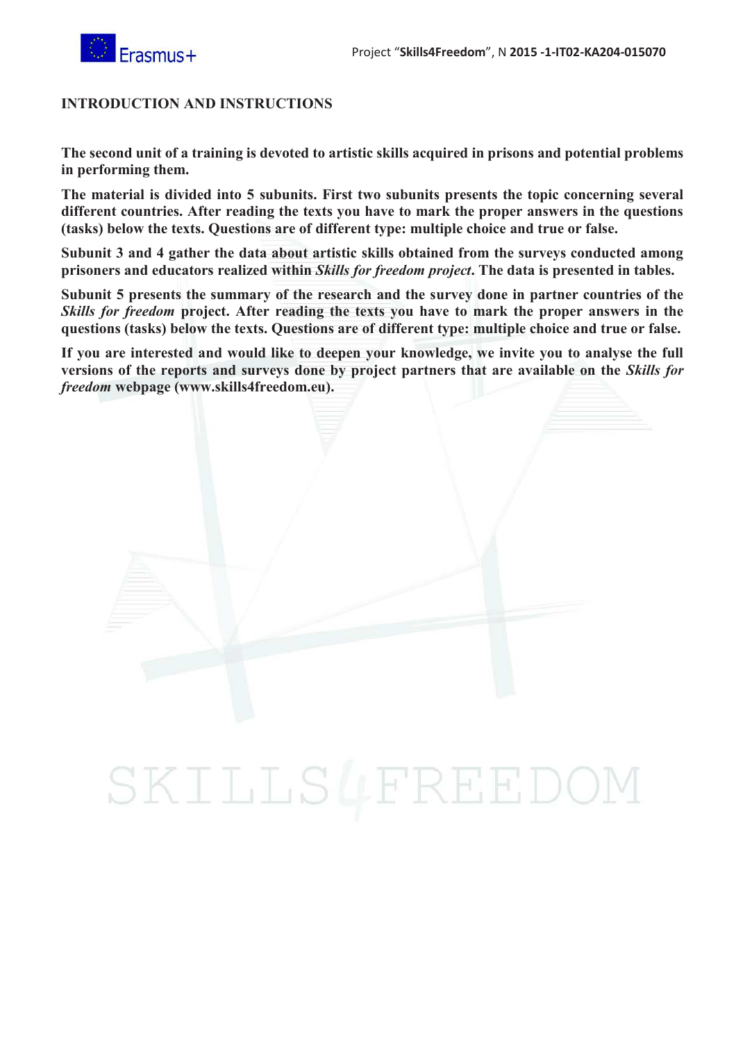# INTRODUCTION AND INSTRUCTIONS

**The second unit of a training is devoted to artistic skills acquired in prisons and potential problems in performing them.**

**The material is divided into 5 subunits. First two subunits presents the topic concerning several different countries. After reading the texts you have to mark the proper answers in the questions (tasks) below the texts. Questions are of different type: multiple choice and true or false.**

**Subunit 3 and 4 gather the data about artistic skills obtained from the surveys conducted among prisoners and educators realized within *Skills for freedom project*. The data is presented in tables.**

**Subunit 5 presents the summary of the research and the survey done in partner countries of the *Skills for freedom* project. After reading the texts you have to mark the proper answers in the questions (tasks) below the texts. Questions are of different type: multiple choice and true or false.**

**If you are interested and would like to deepen your knowledge, we invite you to analyse the full versions of the reports and surveys done by project partners that are available on the *Skills for freedom* webpage (www.skills4freedom.eu).**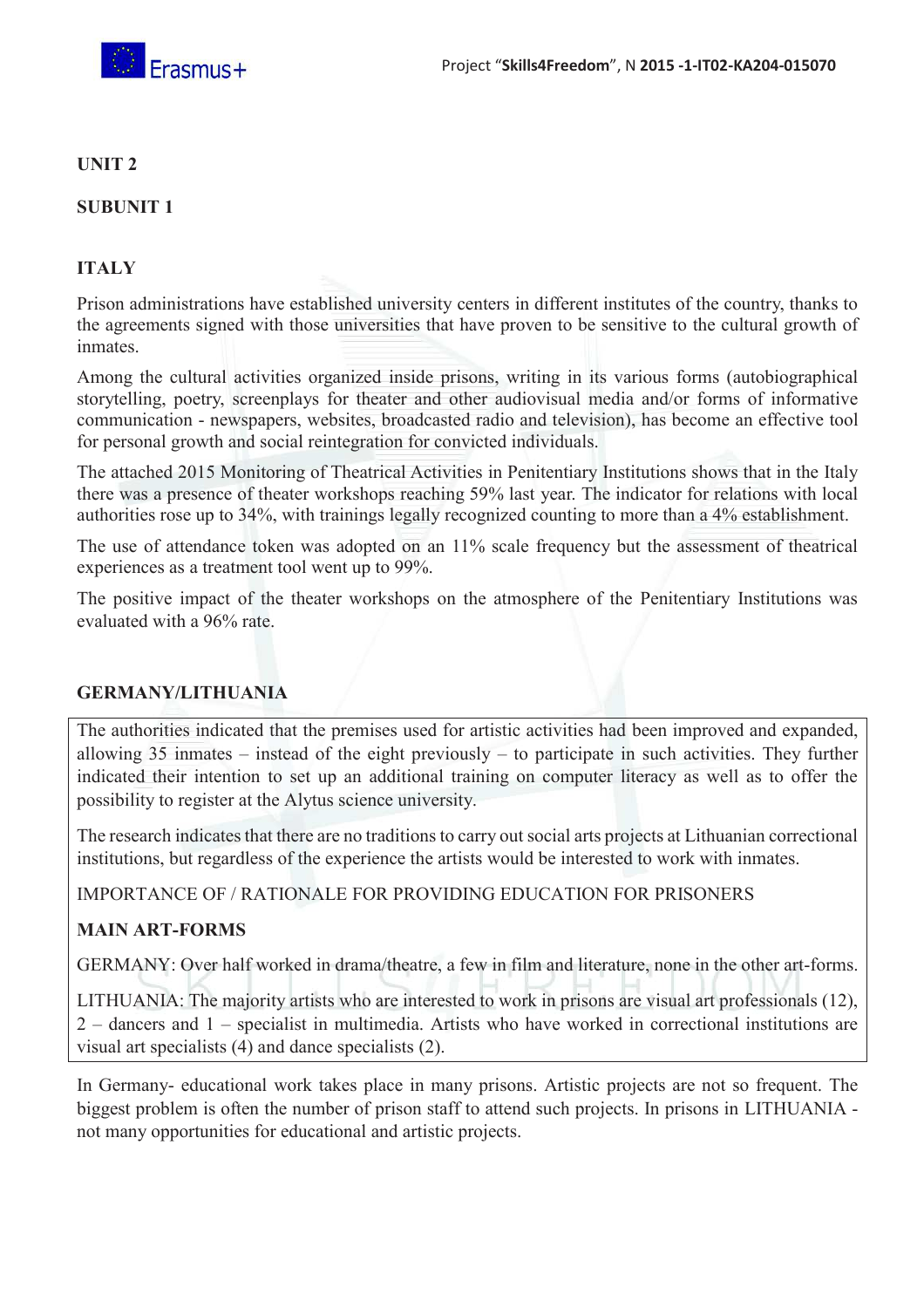**UNIT 2**

**SUBUNIT 1**

**ITALY**

Prison administrations have established university centers in different institutes of the country, thanks to the agreements signed with those universities that have proven to be sensitive to the cultural growth of inmates.

Among the cultural activities organized inside prisons, writing in its various forms (autobiographical storytelling, poetry, screenplays for theater and other audiovisual media and/or forms of informative communication - newspapers, websites, broadcasted radio and television), has become an effective tool for personal growth and social reintegration for convicted individuals.

The attached 2015 Monitoring of Theatrical Activities in Penitentiary Institutions shows that in the Italy there was a presence of theater workshops reaching 59% last year. The indicator for relations with local authorities rose up to 34%, with trainings legally recognized counting to more than a 4% establishment.

The use of attendance token was adopted on an 11% scale frequency but the assessment of theatrical experiences as a treatment tool went up to 99%.

The positive impact of the theater workshops on the atmosphere of the Penitentiary Institutions was evaluated with a 96% rate.

**GERMANY/LITHUANIA**

The authorities indicated that the premises used for artistic activities had been improved and expanded, allowing 35 inmates – instead of the eight previously – to participate in such activities. They further indicated their intention to set up an additional training on computer literacy as well as to offer the possibility to register at the Alytus science university.

The research indicates that there are no traditions to carry out social arts projects at Lithuanian correctional institutions, but regardless of the experience the artists would be interested to work with inmates.

IMPORTANCE OF / RATIONALE FOR PROVIDING EDUCATION FOR PRISONERS

**MAIN ART-FORMS**

GERMANY: Over half worked in drama/theatre, a few in film and literature, none in the other art-forms.

LITHUANIA: The majority artists who are interested to work in prisons are visual art professionals (12), 2 – dancers and 1 – specialist in multimedia. Artists who have worked in correctional institutions are visual art specialists (4) and dance specialists (2).

In Germany- educational work takes place in many prisons. Artistic projects are not so frequent. The biggest problem is often the number of prison staff to attend such projects. In prisons in LITHUANIA - not many opportunities for educational and artistic projects.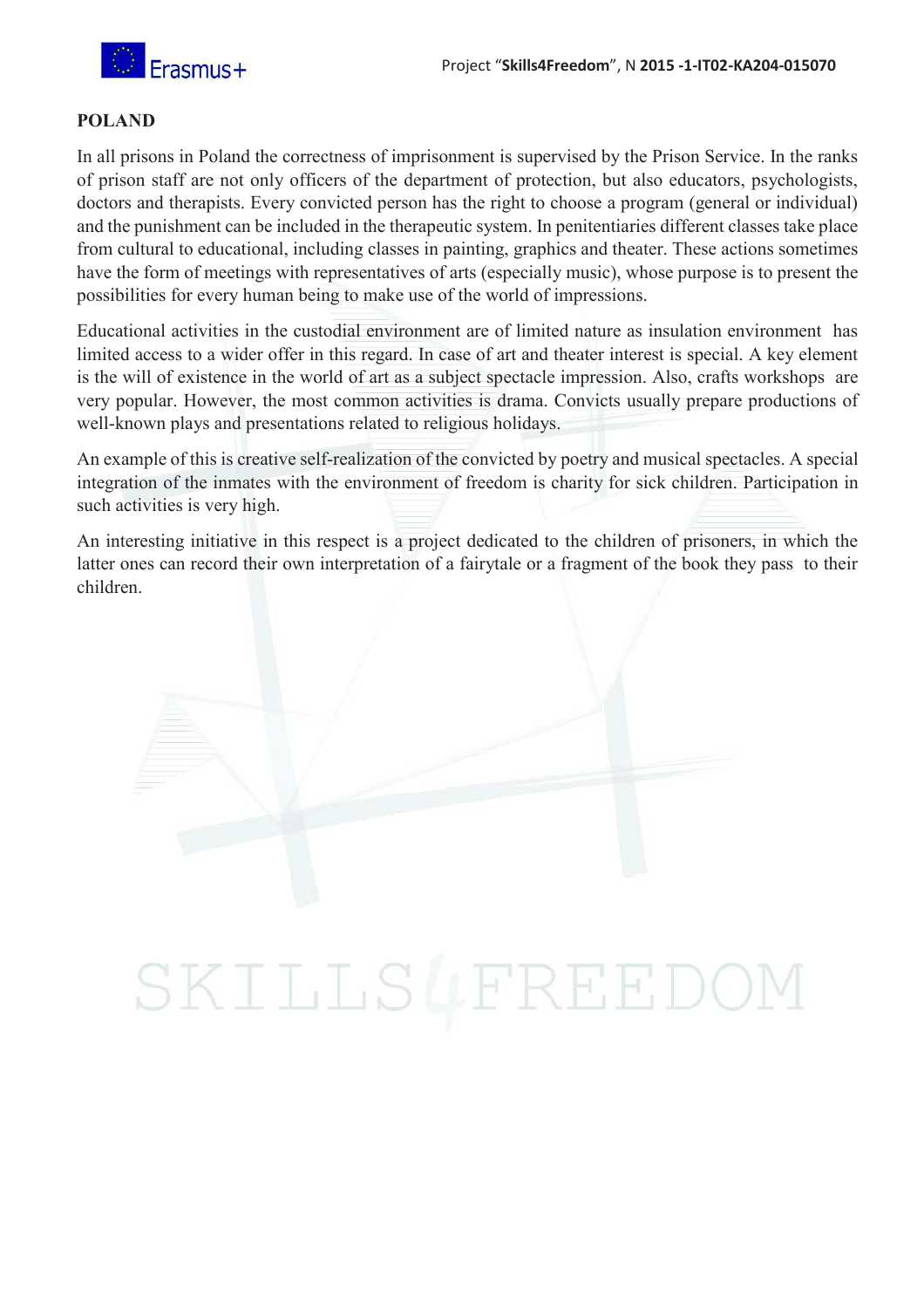## POLAND

In all prisons in Poland the correctness of imprisonment is supervised by the Prison Service. In the ranks of prison staff are not only officers of the department of protection, but also educators, psychologists, doctors and therapists. Every convicted person has the right to choose a program (general or individual) and the punishment can be included in the therapeutic system. In penitentiaries different classes take place from cultural to educational, including classes in painting, graphics and theater. These actions sometimes have the form of meetings with representatives of arts (especially music), whose purpose is to present the possibilities for every human being to make use of the world of impressions.

Educational activities in the custodial environment are of limited nature as insulation environment has limited access to a wider offer in this regard. In case of art and theater interest is special. A key element is the will of existence in the world of art as a subject spectacle impression. Also, crafts workshops are very popular. However, the most common activities is drama. Convicts usually prepare productions of well-known plays and presentations related to religious holidays.

An example of this is creative self-realization of the convicted by poetry and musical spectacles. A special integration of the inmates with the environment of freedom is charity for sick children. Participation in such activities is very high.

An interesting initiative in this respect is a project dedicated to the children of prisoners, in which the latter ones can record their own interpretation of a fairytale or a fragment of the book they pass to their children.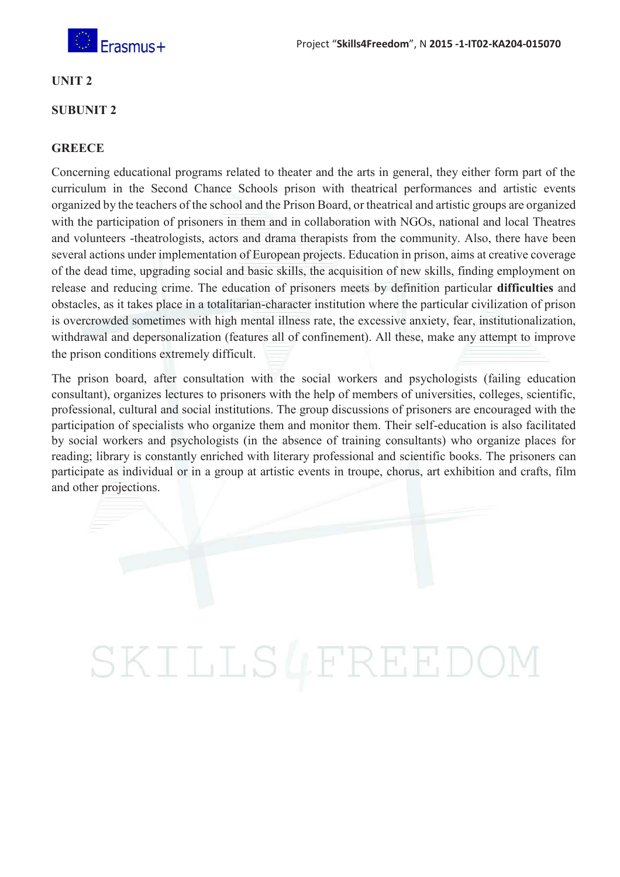**UNIT 2**

**SUBUNIT 2**

**GREECE**

Concerning educational programs related to theater and the arts in general, they either form part of the curriculum in the Second Chance Schools prison with theatrical performances and artistic events organized by the teachers of the school and the Prison Board, or theatrical and artistic groups are organized with the participation of prisoners in them and in collaboration with NGOs, national and local Theatres and volunteers -theatrologists, actors and drama therapists from the community. Also, there have been several actions under implementation of European projects. Education in prison, aims at creative coverage of the dead time, upgrading social and basic skills, the acquisition of new skills, finding employment on release and reducing crime. The education of prisoners meets by definition particular **difficulties** and obstacles, as it takes place in a totalitarian-character institution where the particular civilization of prison is overcrowded sometimes with high mental illness rate, the excessive anxiety, fear, institutionalization, withdrawal and depersonalization (features all of confinement). All these, make any attempt to improve the prison conditions extremely difficult.

The prison board, after consultation with the social workers and psychologists (failing education consultant), organizes lectures to prisoners with the help of members of universities, colleges, scientific, professional, cultural and social institutions. The group discussions of prisoners are encouraged with the participation of specialists who organize them and monitor them. Their self-education is also facilitated by social workers and psychologists (in the absence of training consultants) who organize places for reading; library is constantly enriched with literary professional and scientific books. The prisoners can participate as individual or in a group at artistic events in troupe, chorus, art exhibition and crafts, film and other projections.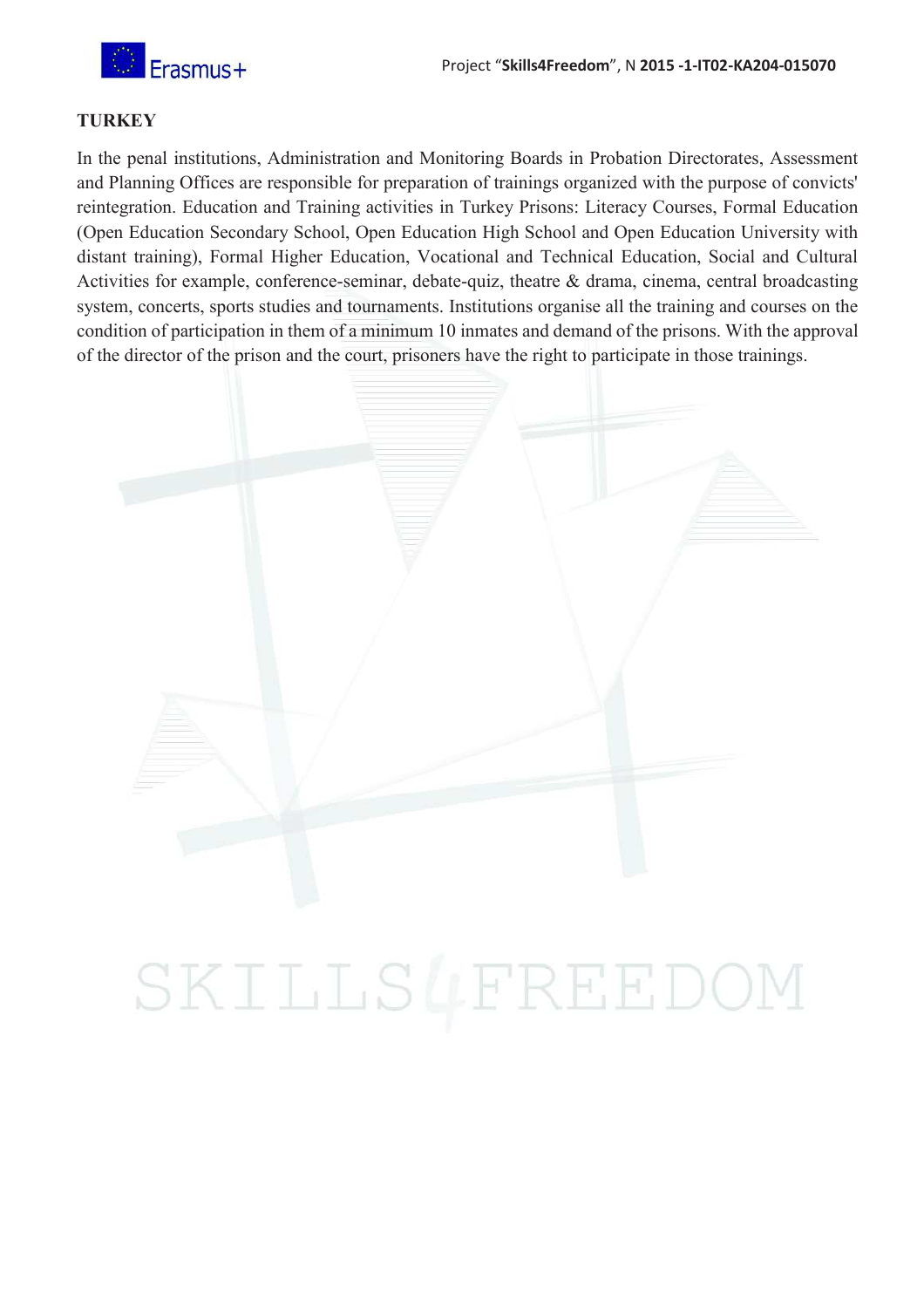**TURKEY**

In the penal institutions, Administration and Monitoring Boards in Probation Directorates, Assessment and Planning Offices are responsible for preparation of trainings organized with the purpose of convicts' reintegration. Education and Training activities in Turkey Prisons: Literacy Courses, Formal Education (Open Education Secondary School, Open Education High School and Open Education University with distant training), Formal Higher Education, Vocational and Technical Education, Social and Cultural Activities for example, conference-seminar, debate-quiz, theatre & drama, cinema, central broadcasting system, concerts, sports studies and tournaments. Institutions organise all the training and courses on the condition of participation in them of a minimum 10 inmates and demand of the prisons. With the approval of the director of the prison and the court, prisoners have the right to participate in those trainings.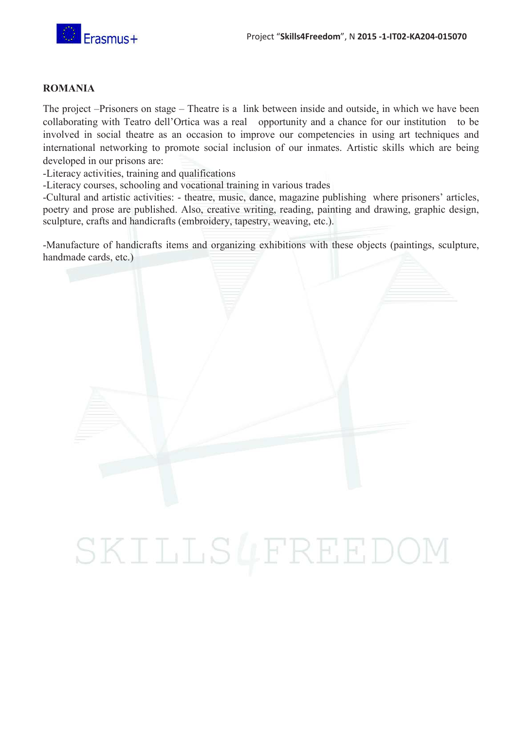**ROMANIA**

The project –Prisoners on stage – Theatre is a link between inside and outside, in which we have been collaborating with Teatro dell'Ortica was a real opportunity and a chance for our institution to be involved in social theatre as an occasion to improve our competencies in using art techniques and international networking to promote social inclusion of our inmates. Artistic skills which are being developed in our prisons are:

-Literacy activities, training and qualifications

-Literacy courses, schooling and vocational training in various trades

-Cultural and artistic activities: - theatre, music, dance, magazine publishing where prisoners' articles, poetry and prose are published. Also, creative writing, reading, painting and drawing, graphic design, sculpture, crafts and handicrafts (embroidery, tapestry, weaving, etc.).

-Manufacture of handicrafts items and organizing exhibitions with these objects (paintings, sculpture, handmade cards, etc.)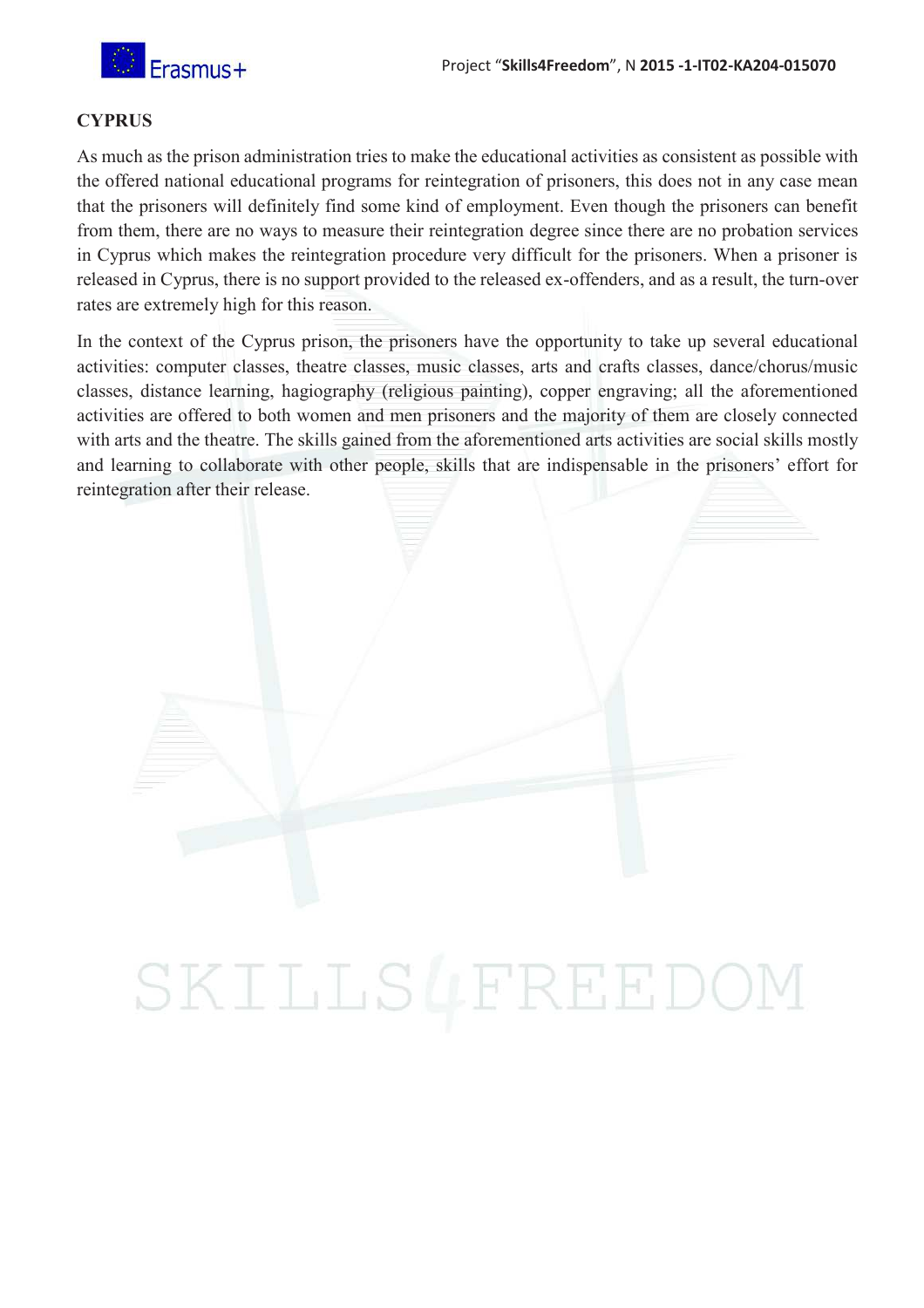## CYPRUS

As much as the prison administration tries to make the educational activities as consistent as possible with the offered national educational programs for reintegration of prisoners, this does not in any case mean that the prisoners will definitely find some kind of employment. Even though the prisoners can benefit from them, there are no ways to measure their reintegration degree since there are no probation services in Cyprus which makes the reintegration procedure very difficult for the prisoners. When a prisoner is released in Cyprus, there is no support provided to the released ex-offenders, and as a result, the turn-over rates are extremely high for this reason.

In the context of the Cyprus prison, the prisoners have the opportunity to take up several educational activities: computer classes, theatre classes, music classes, arts and crafts classes, dance/chorus/music classes, distance learning, hagiography (religious painting), copper engraving; all the aforementioned activities are offered to both women and men prisoners and the majority of them are closely connected with arts and the theatre. The skills gained from the aforementioned arts activities are social skills mostly and learning to collaborate with other people, skills that are indispensable in the prisoners' effort for reintegration after their release.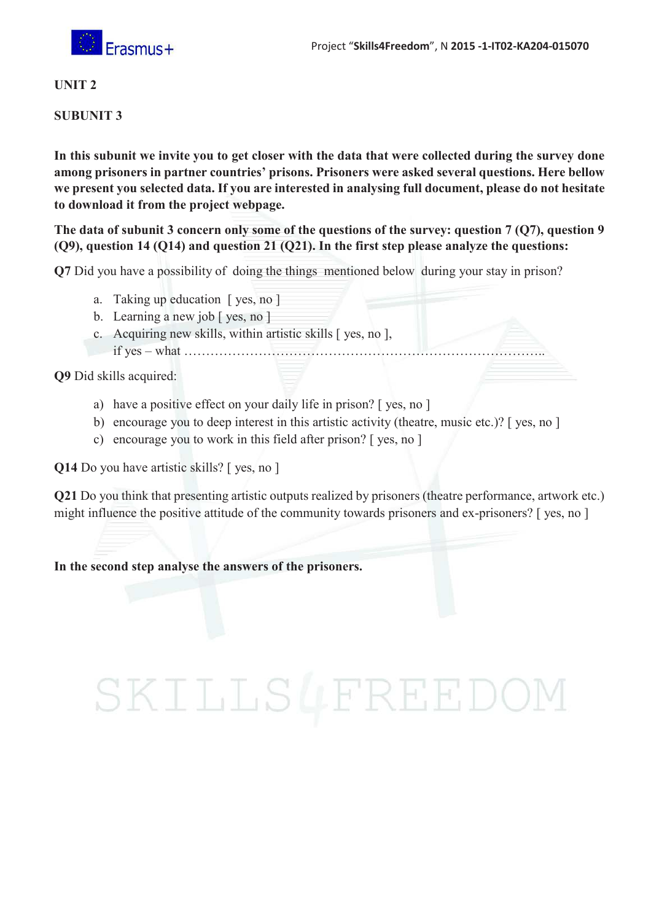**UNIT 2**

**SUBUNIT 3**

**In this subunit we invite you to get closer with the data that were collected during the survey done among prisoners in partner countries' prisons. Prisoners were asked several questions. Here bellow we present you selected data. If you are interested in analysing full document, please do not hesitate to download it from the project webpage.**

**The data of subunit 3 concern only some of the questions of the survey: question 7 (Q7), question 9 (Q9), question 14 (Q14) and question 21 (Q21). In the first step please analyze the questions:**

**Q7** Did you have a possibility of doing the things mentioned below during your stay in prison?

a. Taking up education [ yes, no ]
b. Learning a new job [ yes, no ]
c. Acquiring new skills, within artistic skills [ yes, no ],
if yes – what ……………………………………………………………………………..

**Q9** Did skills acquired:

a) have a positive effect on your daily life in prison? [ yes, no ]
b) encourage you to deep interest in this artistic activity (theatre, music etc.)? [ yes, no ]
c) encourage you to work in this field after prison? [ yes, no ]

**Q14** Do you have artistic skills? [ yes, no ]

**Q21** Do you think that presenting artistic outputs realized by prisoners (theatre performance, artwork etc.) might influence the positive attitude of the community towards prisoners and ex-prisoners? [ yes, no ]

**In the second step analyse the answers of the prisoners.**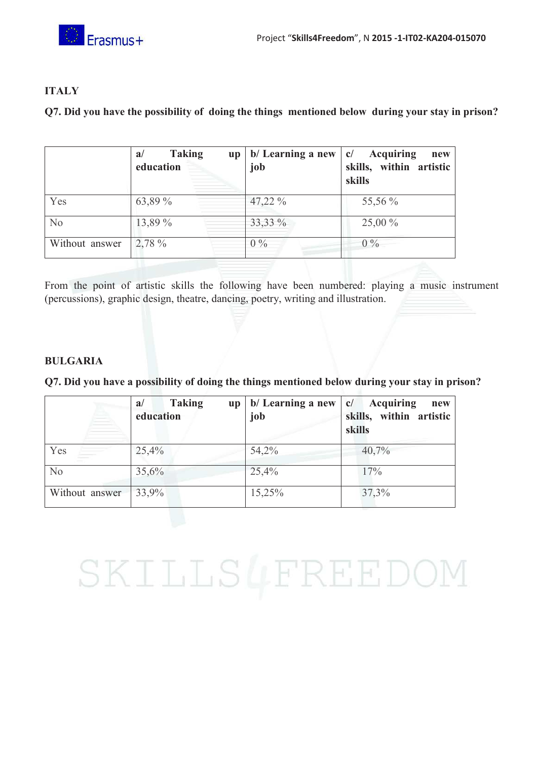**ITALY**

**Q7. Did you have the possibility of doing the things mentioned below during your stay in prison?**

| | **a/ Taking up education** | **b/ Learning a new job** | **c/ Acquiring new skills, within artistic skills** |
|---|---|---|---|
| Yes | 63,89 % | 47,22 % | 55,56 % |
| No | 13,89 % | 33,33 % | 25,00 % |
| Without answer | 2,78 % | 0 % | 0 % |

From the point of artistic skills the following have been numbered: playing a music instrument (percussions), graphic design, theatre, dancing, poetry, writing and illustration.

**BULGARIA**

**Q7. Did you have a possibility of doing the things mentioned below during your stay in prison?**

| | **a/ Taking up education** | **b/ Learning a new job** | **c/ Acquiring new skills, within artistic skills** |
|---|---|---|---|
| Yes | 25,4% | 54,2% | 40,7% |
| No | 35,6% | 25,4% | 17% |
| Without answer | 33,9% | 15,25% | 37,3% |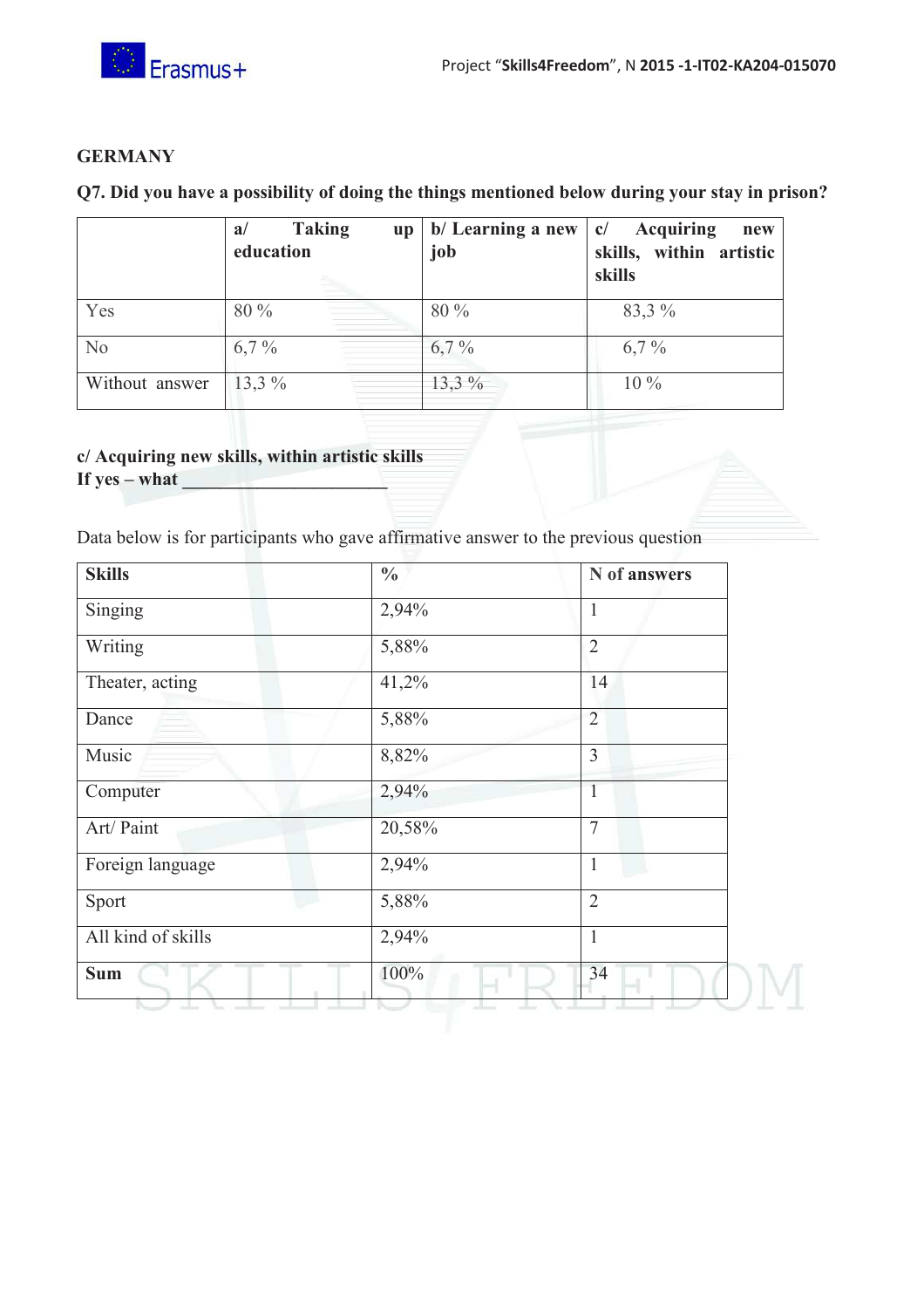**GERMANY**

**Q7. Did you have a possibility of doing the things mentioned below during your stay in prison?**

| | **a/ Taking up education** | **b/ Learning a new job** | **c/ Acquiring new skills, within artistic skills** |
|---|---|---|---|
| Yes | 80 % | 80 % | 83,3 % |
| No | 6,7 % | 6,7 % | 6,7 % |
| Without answer | 13,3 % | 13,3 % | 10 % |

**c/ Acquiring new skills, within artistic skills**
**If yes – what \_\_\_\_\_\_\_\_\_\_\_\_\_\_\_\_\_\_\_\_\_\_**

Data below is for participants who gave affirmative answer to the previous question

| **Skills** | **%** | **N of answers** |
|---|---|---|
| Singing | 2,94% | 1 |
| Writing | 5,88% | 2 |
| Theater, acting | 41,2% | 14 |
| Dance | 5,88% | 2 |
| Music | 8,82% | 3 |
| Computer | 2,94% | 1 |
| Art/ Paint | 20,58% | 7 |
| Foreign language | 2,94% | 1 |
| Sport | 5,88% | 2 |
| All kind of skills | 2,94% | 1 |
| **Sum** | 100% | 34 |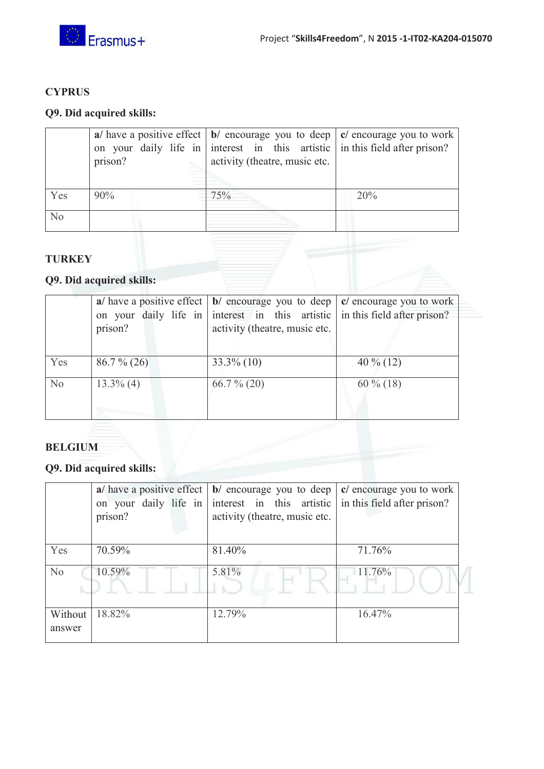**CYPRUS**

**Q9. Did acquired skills:**

| | **a**/ have a positive effect on your daily life in prison? | **b**/ encourage you to deep interest in this artistic activity (theatre, music etc. | **c**/ encourage you to work in this field after prison? |
|---|---|---|---|
| Yes | 90% | 75% | 20% |
| No | | | |

**TURKEY**

**Q9. Did acquired skills:**

| | **a**/ have a positive effect on your daily life in prison? | **b**/ encourage you to deep interest in this artistic activity (theatre, music etc. | **c**/ encourage you to work in this field after prison? |
|---|---|---|---|
| Yes | 86.7 % (26) | 33.3% (10) | 40 % (12) |
| No | 13.3% (4) | 66.7 % (20) | 60 % (18) |

**BELGIUM**

**Q9. Did acquired skills:**

| | **a**/ have a positive effect on your daily life in prison? | **b**/ encourage you to deep interest in this artistic activity (theatre, music etc. | **c**/ encourage you to work in this field after prison? |
|---|---|---|---|
| Yes | 70.59% | 81.40% | 71.76% |
| No | 10.59% | 5.81% | 11.76% |
| Without answer | 18.82% | 12.79% | 16.47% |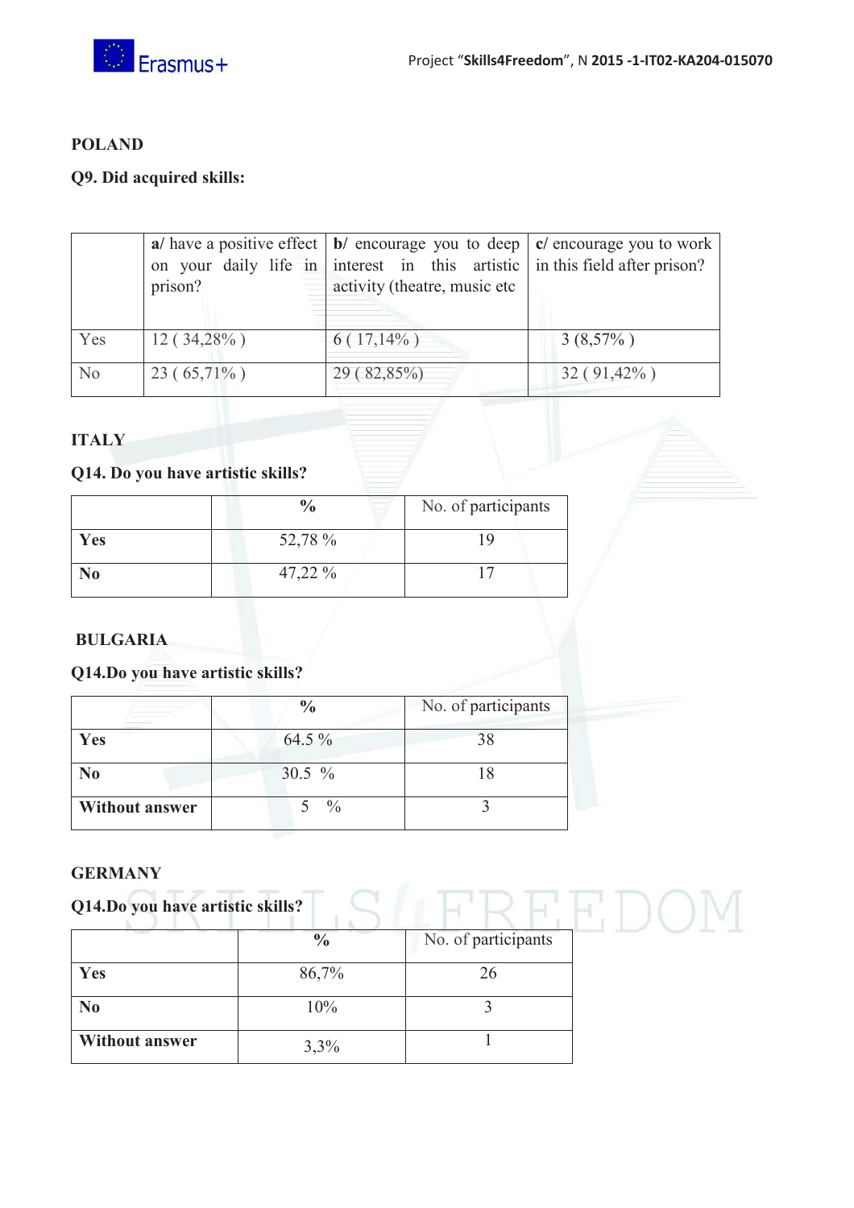**POLAND**

**Q9. Did acquired skills:**

| | **a**/ have a positive effect on your daily life in prison? | **b**/ encourage you to deep interest in this artistic activity (theatre, music etc | **c**/ encourage you to work in this field after prison? |
|---|---|---|---|
| Yes | 12 ( 34,28% ) | 6 ( 17,14% ) | 3 (8,57% ) |
| No | 23 ( 65,71% ) | 29 ( 82,85%) | 32 ( 91,42% ) |

**ITALY**

**Q14. Do you have artistic skills?**

| | **%** | No. of participants |
|---|---|---|
| **Yes** | 52,78 % | 19 |
| **No** | 47,22 % | 17 |

**BULGARIA**

**Q14.Do you have artistic skills?**

| | **%** | No. of participants |
|---|---|---|
| **Yes** | 64.5 % | 38 |
| **No** | 30.5 % | 18 |
| **Without answer** | 5 % | 3 |

**GERMANY**

**Q14.Do you have artistic skills?**

| | **%** | No. of participants |
|---|---|---|
| **Yes** | 86,7% | 26 |
| **No** | 10% | 3 |
| **Without answer** | 3,3% | 1 |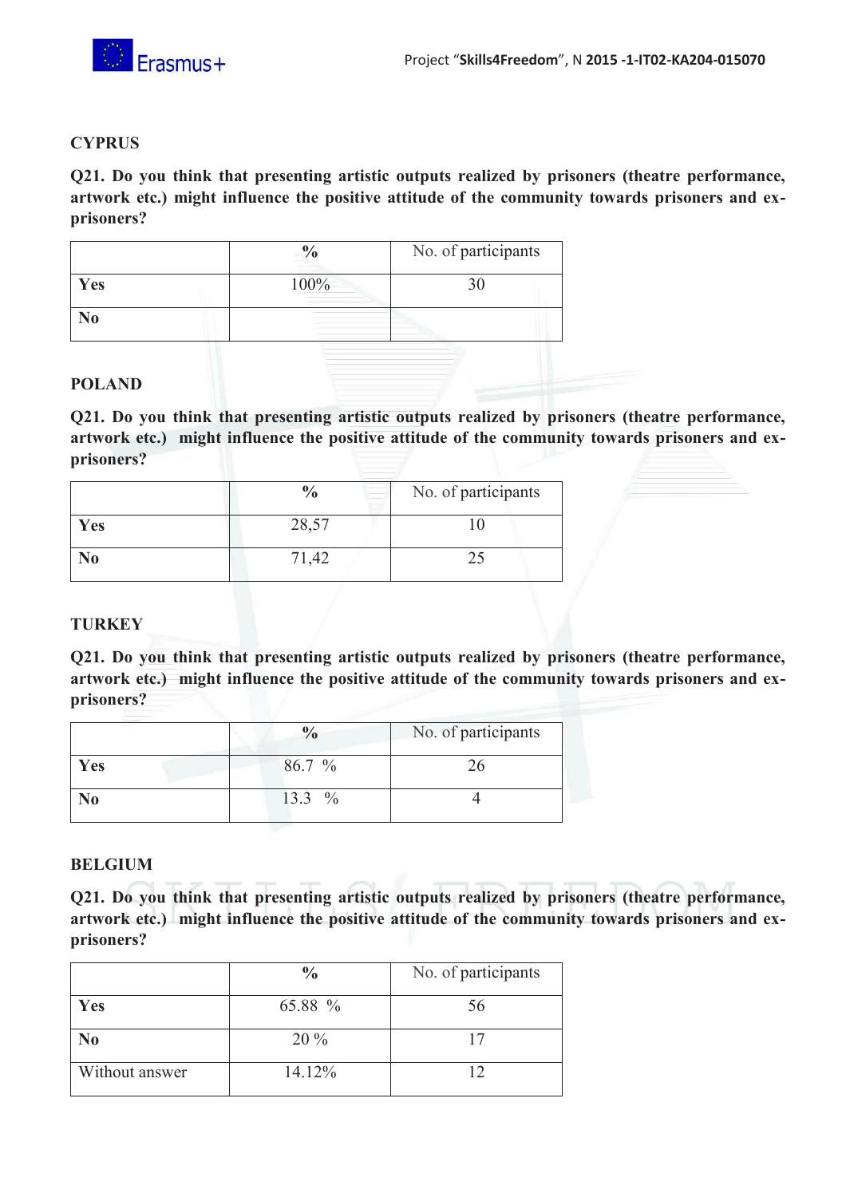**CYPRUS**

**Q21. Do you think that presenting artistic outputs realized by prisoners (theatre performance, artwork etc.) might influence the positive attitude of the community towards prisoners and ex-prisoners?**

| | % | No. of participants |
|---|---|---|
| **Yes** | 100% | 30 |
| **No** | | |

**POLAND**

**Q21. Do you think that presenting artistic outputs realized by prisoners (theatre performance, artwork etc.) might influence the positive attitude of the community towards prisoners and ex-prisoners?**

| | % | No. of participants |
|---|---|---|
| **Yes** | 28,57 | 10 |
| **No** | 71,42 | 25 |

**TURKEY**

**Q21. Do you think that presenting artistic outputs realized by prisoners (theatre performance, artwork etc.) might influence the positive attitude of the community towards prisoners and ex-prisoners?**

| | % | No. of participants |
|---|---|---|
| **Yes** | 86.7 % | 26 |
| **No** | 13.3 % | 4 |

**BELGIUM**

**Q21. Do you think that presenting artistic outputs realized by prisoners (theatre performance, artwork etc.) might influence the positive attitude of the community towards prisoners and ex-prisoners?**

| | % | No. of participants |
|---|---|---|
| **Yes** | 65.88 % | 56 |
| **No** | 20 % | 17 |
| Without answer | 14.12% | 12 |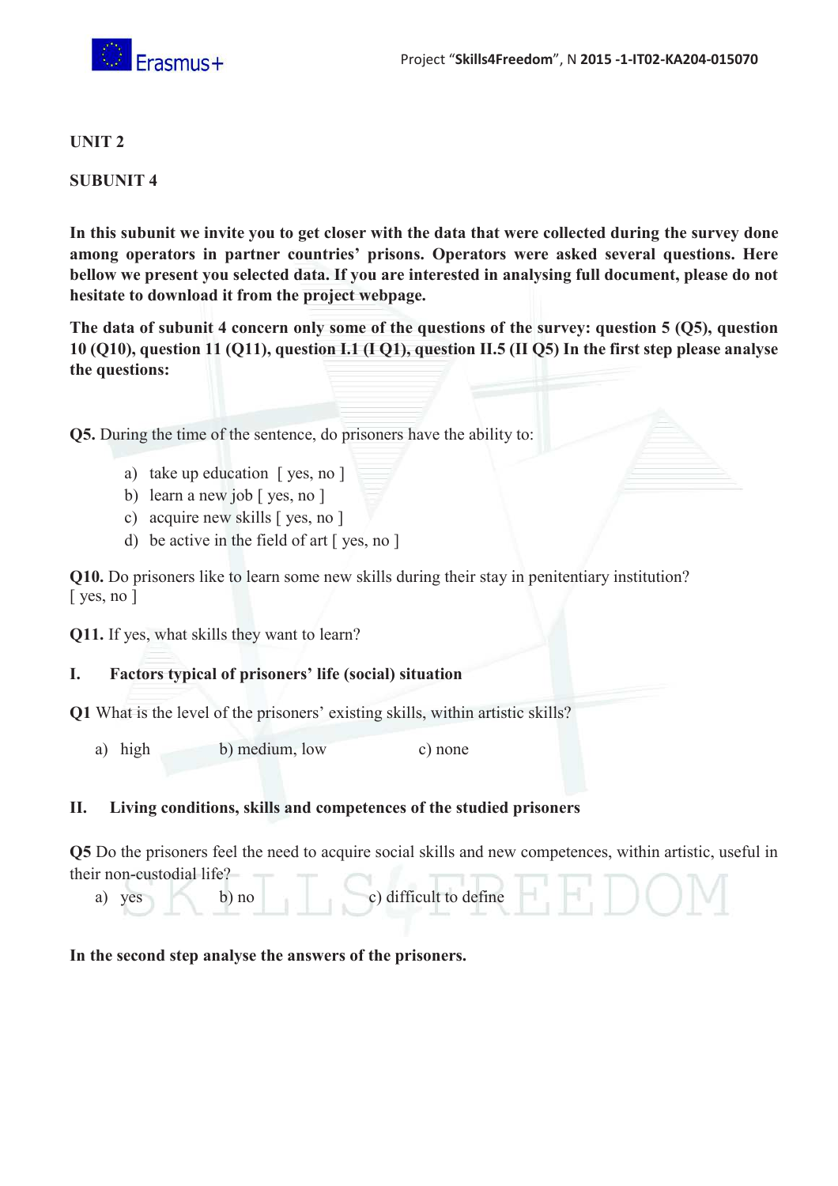**UNIT 2**

**SUBUNIT 4**

**In this subunit we invite you to get closer with the data that were collected during the survey done among operators in partner countries' prisons. Operators were asked several questions. Here bellow we present you selected data. If you are interested in analysing full document, please do not hesitate to download it from the project webpage.**

**The data of subunit 4 concern only some of the questions of the survey: question 5 (Q5), question 10 (Q10), question 11 (Q11), question I.1 (I Q1), question II.5 (II Q5) In the first step please analyse the questions:**

**Q5.** During the time of the sentence, do prisoners have the ability to:

a) take up education [ yes, no ]
b) learn a new job [ yes, no ]
c) acquire new skills [ yes, no ]
d) be active in the field of art [ yes, no ]

**Q10.** Do prisoners like to learn some new skills during their stay in penitentiary institution?
[ yes, no ]

**Q11.** If yes, what skills they want to learn?

**I. Factors typical of prisoners' life (social) situation**

**Q1** What is the level of the prisoners' existing skills, within artistic skills?

a) high  b) medium, low  c) none

**II. Living conditions, skills and competences of the studied prisoners**

**Q5** Do the prisoners feel the need to acquire social skills and new competences, within artistic, useful in their non-custodial life?

a) yes  b) no  c) difficult to define

**In the second step analyse the answers of the prisoners.**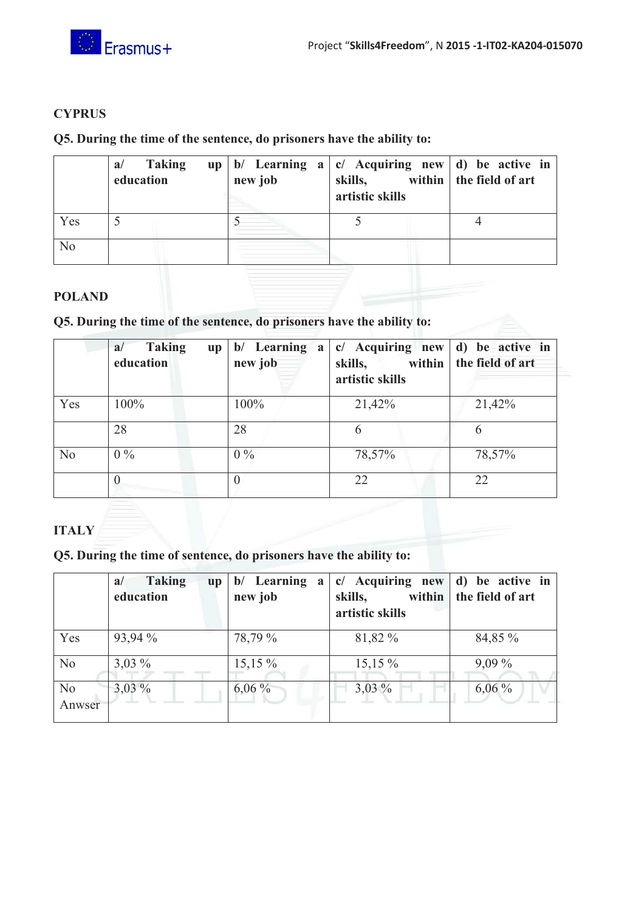**CYPRUS**

**Q5. During the time of the sentence, do prisoners have the ability to:**

| | **a/ Taking up education** | **b/ Learning a new job** | **c/ Acquiring new skills, within artistic skills** | **d) be active in the field of art** |
|---|---|---|---|---|
| Yes | 5 | 5 | 5 | 4 |
| No | | | | |

**POLAND**

**Q5. During the time of the sentence, do prisoners have the ability to:**

| | **a/ Taking up education** | **b/ Learning a new job** | **c/ Acquiring new skills, within artistic skills** | **d) be active in the field of art** |
|---|---|---|---|---|
| Yes | 100% | 100% | 21,42% | 21,42% |
| | 28 | 28 | 6 | 6 |
| No | 0 % | 0 % | 78,57% | 78,57% |
| | 0 | 0 | 22 | 22 |

**ITALY**

**Q5. During the time of sentence, do prisoners have the ability to:**

| | **a/ Taking up education** | **b/ Learning a new job** | **c/ Acquiring new skills, within artistic skills** | **d) be active in the field of art** |
|---|---|---|---|---|
| Yes | 93,94 % | 78,79 % | 81,82 % | 84,85 % |
| No | 3,03 % | 15,15 % | 15,15 % | 9,09 % |
| No Anwser | 3,03 % | 6,06 % | 3,03 % | 6,06 % |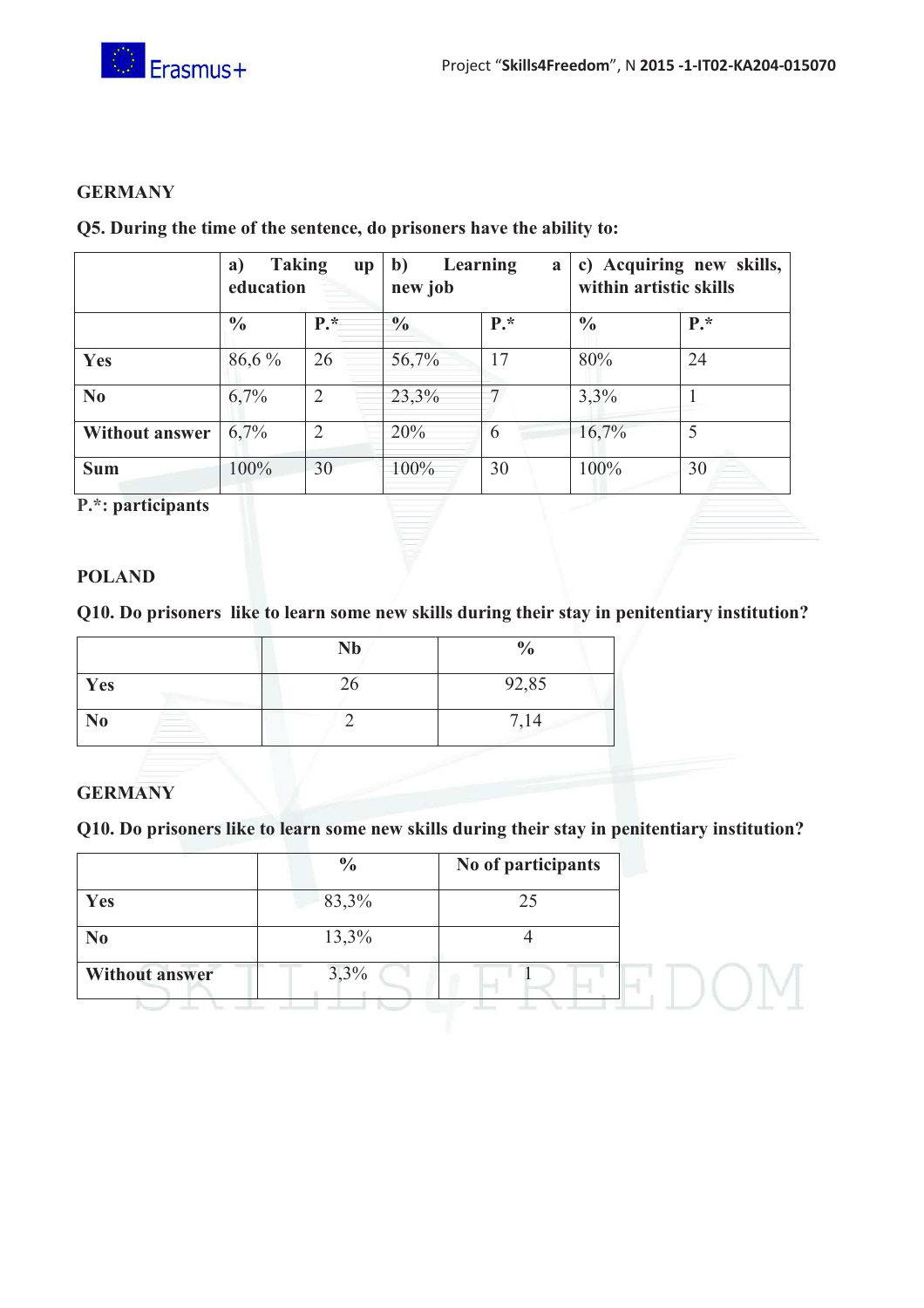**GERMANY**

**Q5. During the time of the sentence, do prisoners have the ability to:**

| | a) Taking up education | | b) Learning a new job | | c) Acquiring new skills, within artistic skills | |
|---|---|---|---|---|---|---|
| | **%** | **P.*** | **%** | **P.*** | **%** | **P.*** |
| **Yes** | 86,6 % | 26 | 56,7% | 17 | 80% | 24 |
| **No** | 6,7% | 2 | 23,3% | 7 | 3,3% | 1 |
| **Without answer** | 6,7% | 2 | 20% | 6 | 16,7% | 5 |
| **Sum** | 100% | 30 | 100% | 30 | 100% | 30 |

**P.*: participants**

**POLAND**

**Q10. Do prisoners like to learn some new skills during their stay in penitentiary institution?**

| | Nb | % |
|---|---|---|
| **Yes** | 26 | 92,85 |
| **No** | 2 | 7,14 |

**GERMANY**

**Q10. Do prisoners like to learn some new skills during their stay in penitentiary institution?**

| | % | No of participants |
|---|---|---|
| **Yes** | 83,3% | 25 |
| **No** | 13,3% | 4 |
| **Without answer** | 3,3% | 1 |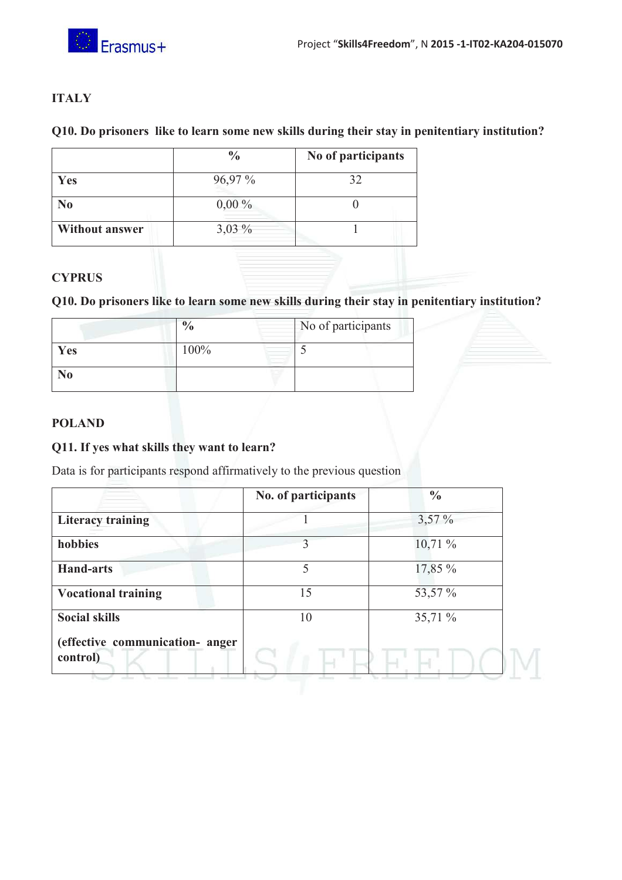## ITALY

**Q10. Do prisoners like to learn some new skills during their stay in penitentiary institution?**

| | % | No of participants |
|---|---|---|
| **Yes** | 96,97 % | 32 |
| **No** | 0,00 % | 0 |
| **Without answer** | 3,03 % | 1 |

## CYPRUS

**Q10. Do prisoners like to learn some new skills during their stay in penitentiary institution?**

| | % | No of participants |
|---|---|---|
| **Yes** | 100% | 5 |
| **No** | | |

## POLAND

**Q11. If yes what skills they want to learn?**

Data is for participants respond affirmatively to the previous question

| | No. of participants | % |
|---|---|---|
| **Literacy training** | 1 | 3,57 % |
| **hobbies** | 3 | 10,71 % |
| **Hand-arts** | 5 | 17,85 % |
| **Vocational training** | 15 | 53,57 % |
| **Social skills (effective communication- anger control)** | 10 | 35,71 % |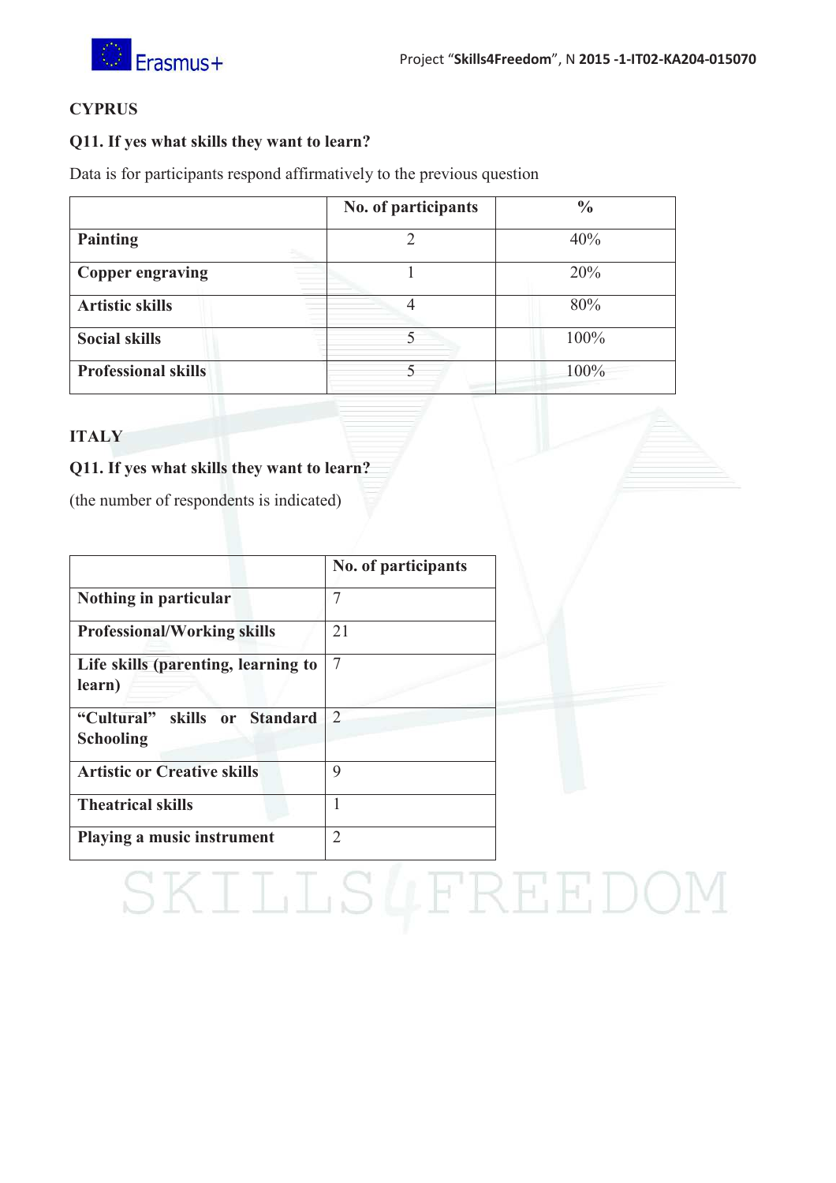**CYPRUS**

**Q11. If yes what skills they want to learn?**

Data is for participants respond affirmatively to the previous question

| | No. of participants | % |
|---|---|---|
| **Painting** | 2 | 40% |
| **Copper engraving** | 1 | 20% |
| **Artistic skills** | 4 | 80% |
| **Social skills** | 5 | 100% |
| **Professional skills** | 5 | 100% |

**ITALY**

**Q11. If yes what skills they want to learn?**

(the number of respondents is indicated)

| | No. of participants |
|---|---|
| **Nothing in particular** | 7 |
| **Professional/Working skills** | 21 |
| **Life skills (parenting, learning to learn)** | 7 |
| **"Cultural" skills or Standard Schooling** | 2 |
| **Artistic or Creative skills** | 9 |
| **Theatrical skills** | 1 |
| **Playing a music instrument** | 2 |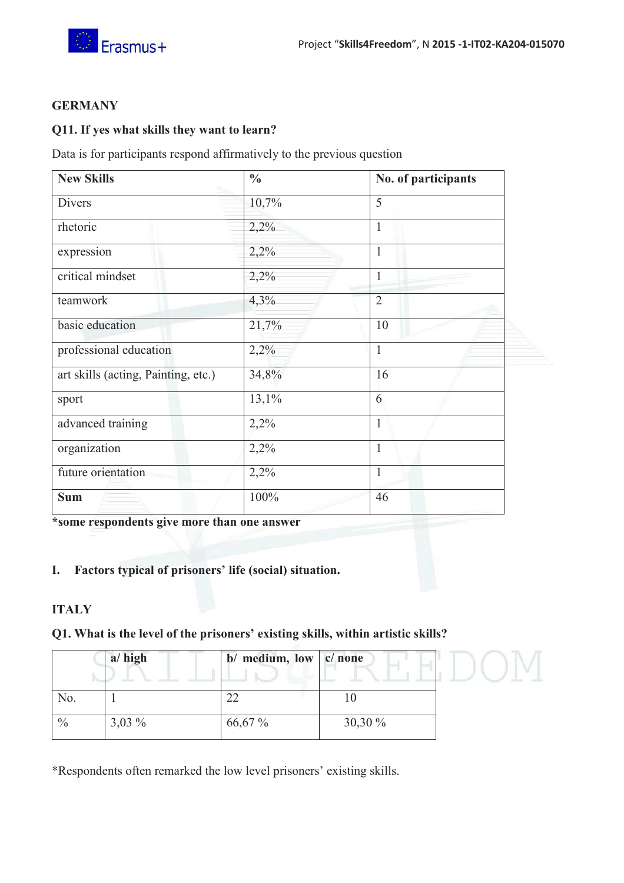**GERMANY**

**Q11. If yes what skills they want to learn?**

Data is for participants respond affirmatively to the previous question

| New Skills | % | No. of participants |
|---|---|---|
| Divers | 10,7% | 5 |
| rhetoric | 2,2% | 1 |
| expression | 2,2% | 1 |
| critical mindset | 2,2% | 1 |
| teamwork | 4,3% | 2 |
| basic education | 21,7% | 10 |
| professional education | 2,2% | 1 |
| art skills (acting, Painting, etc.) | 34,8% | 16 |
| sport | 13,1% | 6 |
| advanced training | 2,2% | 1 |
| organization | 2,2% | 1 |
| future orientation | 2,2% | 1 |
| **Sum** | 100% | 46 |

***some respondents give more than one answer**

## I. Factors typical of prisoners' life (social) situation.

**ITALY**

**Q1. What is the level of the prisoners' existing skills, within artistic skills?**

| | a/ high | b/ medium, low | c/ none |
|---|---|---|---|
| No. | 1 | 22 | 10 |
| % | 3,03 % | 66,67 % | 30,30 % |

*Respondents often remarked the low level prisoners' existing skills.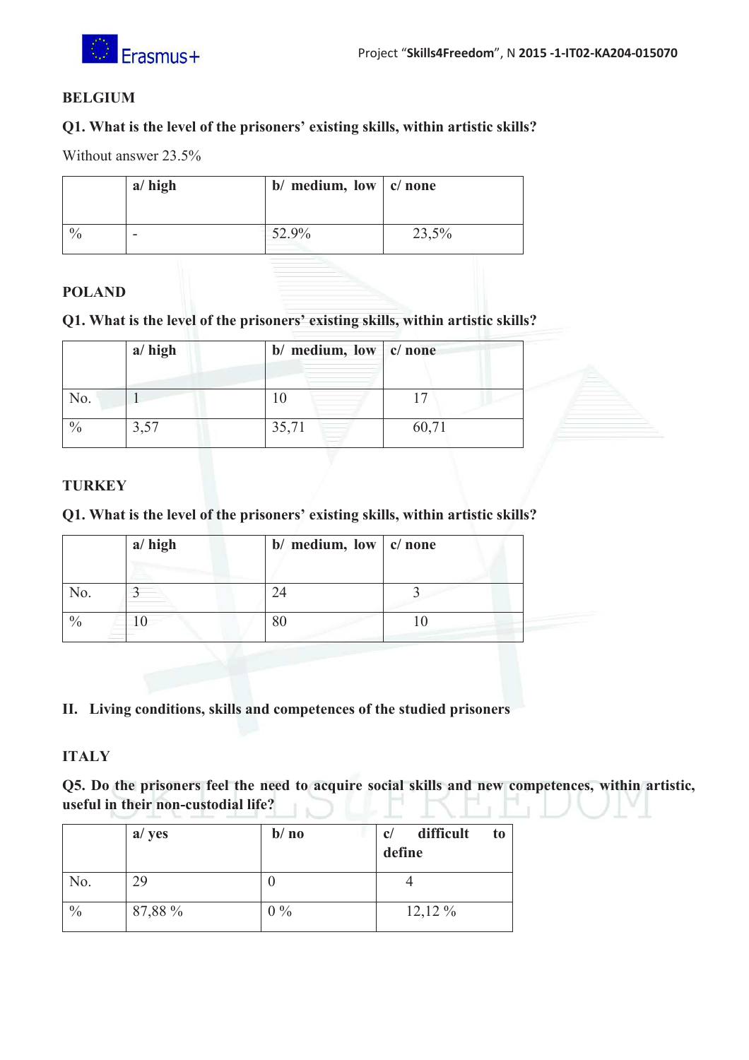**BELGIUM**

**Q1. What is the level of the prisoners' existing skills, within artistic skills?**

Without answer 23.5%

| | a/ high | b/ medium, low | c/ none |
|---|---|---|---|
| % | - | 52.9% | 23,5% |

**POLAND**

**Q1. What is the level of the prisoners' existing skills, within artistic skills?**

| | a/ high | b/ medium, low | c/ none |
|---|---|---|---|
| No. | 1 | 10 | 17 |
| % | 3,57 | 35,71 | 60,71 |

**TURKEY**

**Q1. What is the level of the prisoners' existing skills, within artistic skills?**

| | a/ high | b/ medium, low | c/ none |
|---|---|---|---|
| No. | 3 | 24 | 3 |
| % | 10 | 80 | 10 |

## II. Living conditions, skills and competences of the studied prisoners

**ITALY**

**Q5. Do the prisoners feel the need to acquire social skills and new competences, within artistic, useful in their non-custodial life?**

| | a/ yes | b/ no | c/ difficult to define |
|---|---|---|---|
| No. | 29 | 0 | 4 |
| % | 87,88 % | 0 % | 12,12 % |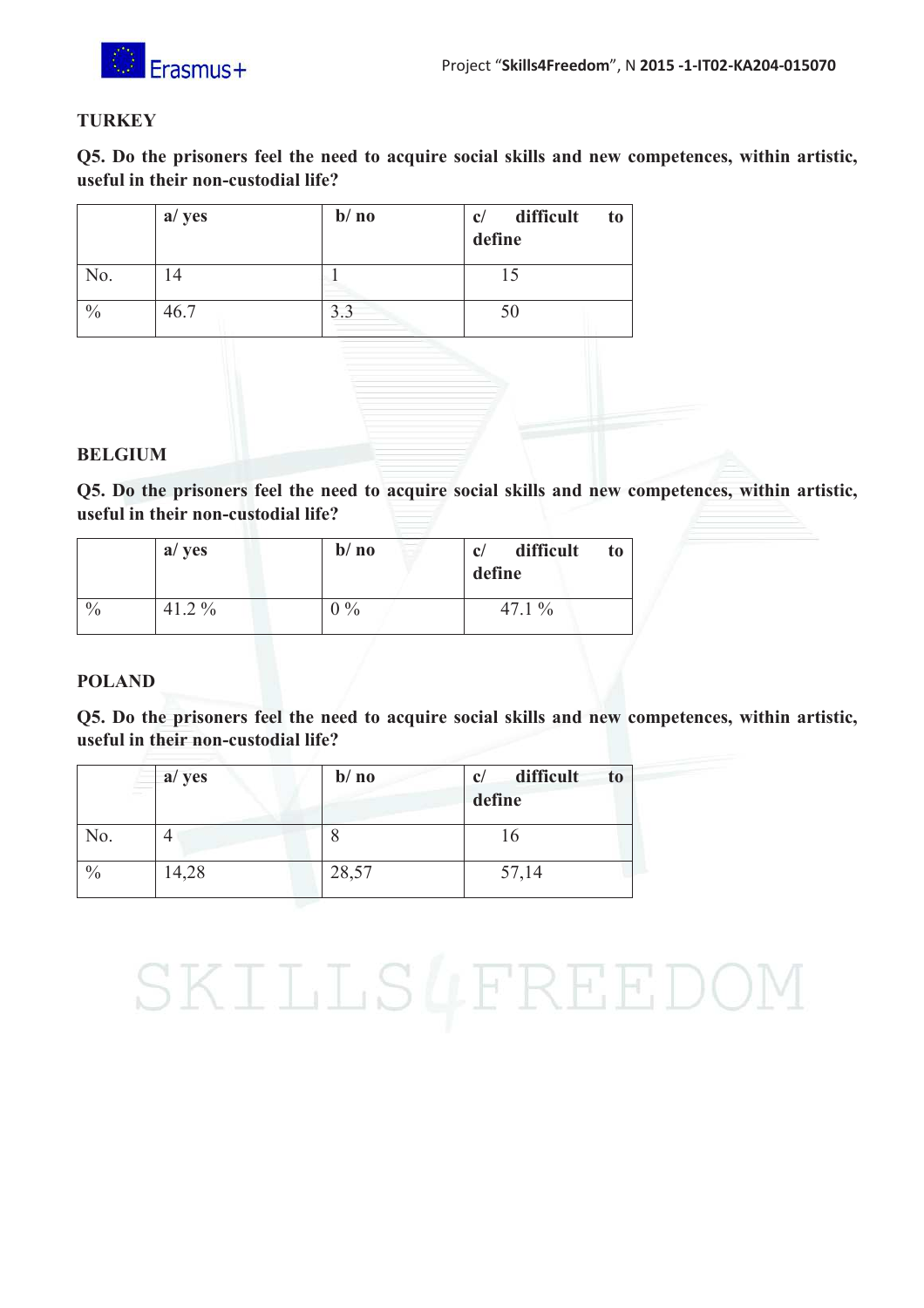**TURKEY**

**Q5. Do the prisoners feel the need to acquire social skills and new competences, within artistic, useful in their non-custodial life?**

| | **a/ yes** | **b/ no** | **c/ difficult to define** |
|---|---|---|---|
| No. | 14 | 1 | 15 |
| % | 46.7 | 3.3 | 50 |

**BELGIUM**

**Q5. Do the prisoners feel the need to acquire social skills and new competences, within artistic, useful in their non-custodial life?**

| | **a/ yes** | **b/ no** | **c/ difficult to define** |
|---|---|---|---|
| % | 41.2 % | 0 % | 47.1 % |

**POLAND**

**Q5. Do the prisoners feel the need to acquire social skills and new competences, within artistic, useful in their non-custodial life?**

| | **a/ yes** | **b/ no** | **c/ difficult to define** |
|---|---|---|---|
| No. | 4 | 8 | 16 |
| % | 14,28 | 28,57 | 57,14 |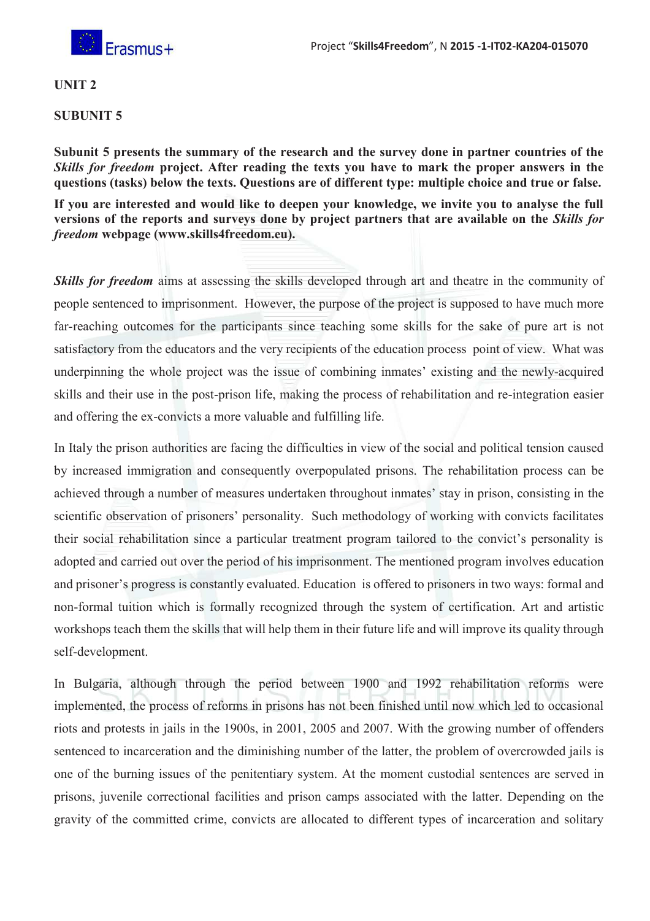**UNIT 2**

**SUBUNIT 5**

**Subunit 5 presents the summary of the research and the survey done in partner countries of the *Skills for freedom* project. After reading the texts you have to mark the proper answers in the questions (tasks) below the texts. Questions are of different type: multiple choice and true or false.**

**If you are interested and would like to deepen your knowledge, we invite you to analyse the full versions of the reports and surveys done by project partners that are available on the *Skills for freedom* webpage (www.skills4freedom.eu).**

***Skills for freedom*** aims at assessing the skills developed through art and theatre in the community of people sentenced to imprisonment. However, the purpose of the project is supposed to have much more far-reaching outcomes for the participants since teaching some skills for the sake of pure art is not satisfactory from the educators and the very recipients of the education process point of view. What was underpinning the whole project was the issue of combining inmates' existing and the newly-acquired skills and their use in the post-prison life, making the process of rehabilitation and re-integration easier and offering the ex-convicts a more valuable and fulfilling life.

In Italy the prison authorities are facing the difficulties in view of the social and political tension caused by increased immigration and consequently overpopulated prisons. The rehabilitation process can be achieved through a number of measures undertaken throughout inmates' stay in prison, consisting in the scientific observation of prisoners' personality. Such methodology of working with convicts facilitates their social rehabilitation since a particular treatment program tailored to the convict's personality is adopted and carried out over the period of his imprisonment. The mentioned program involves education and prisoner's progress is constantly evaluated. Education is offered to prisoners in two ways: formal and non-formal tuition which is formally recognized through the system of certification. Art and artistic workshops teach them the skills that will help them in their future life and will improve its quality through self-development.

In Bulgaria, although through the period between 1900 and 1992 rehabilitation reforms were implemented, the process of reforms in prisons has not been finished until now which led to occasional riots and protests in jails in the 1900s, in 2001, 2005 and 2007. With the growing number of offenders sentenced to incarceration and the diminishing number of the latter, the problem of overcrowded jails is one of the burning issues of the penitentiary system. At the moment custodial sentences are served in prisons, juvenile correctional facilities and prison camps associated with the latter. Depending on the gravity of the committed crime, convicts are allocated to different types of incarceration and solitary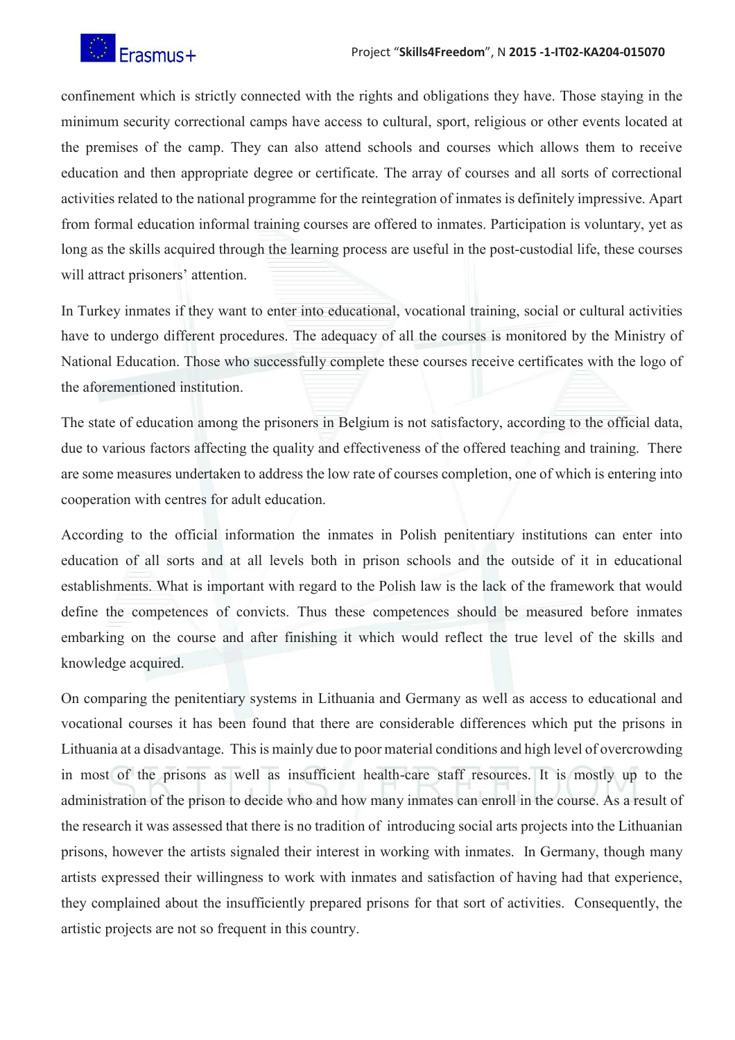confinement which is strictly connected with the rights and obligations they have. Those staying in the minimum security correctional camps have access to cultural, sport, religious or other events located at the premises of the camp. They can also attend schools and courses which allows them to receive education and then appropriate degree or certificate. The array of courses and all sorts of correctional activities related to the national programme for the reintegration of inmates is definitely impressive. Apart from formal education informal training courses are offered to inmates. Participation is voluntary, yet as long as the skills acquired through the learning process are useful in the post-custodial life, these courses will attract prisoners' attention.

In Turkey inmates if they want to enter into educational, vocational training, social or cultural activities have to undergo different procedures. The adequacy of all the courses is monitored by the Ministry of National Education. Those who successfully complete these courses receive certificates with the logo of the aforementioned institution.

The state of education among the prisoners in Belgium is not satisfactory, according to the official data, due to various factors affecting the quality and effectiveness of the offered teaching and training. There are some measures undertaken to address the low rate of courses completion, one of which is entering into cooperation with centres for adult education.

According to the official information the inmates in Polish penitentiary institutions can enter into education of all sorts and at all levels both in prison schools and the outside of it in educational establishments. What is important with regard to the Polish law is the lack of the framework that would define the competences of convicts. Thus these competences should be measured before inmates embarking on the course and after finishing it which would reflect the true level of the skills and knowledge acquired.

On comparing the penitentiary systems in Lithuania and Germany as well as access to educational and vocational courses it has been found that there are considerable differences which put the prisons in Lithuania at a disadvantage. This is mainly due to poor material conditions and high level of overcrowding in most of the prisons as well as insufficient health-care staff resources. It is mostly up to the administration of the prison to decide who and how many inmates can enroll in the course. As a result of the research it was assessed that there is no tradition of introducing social arts projects into the Lithuanian prisons, however the artists signaled their interest in working with inmates. In Germany, though many artists expressed their willingness to work with inmates and satisfaction of having had that experience, they complained about the insufficiently prepared prisons for that sort of activities. Consequently, the artistic projects are not so frequent in this country.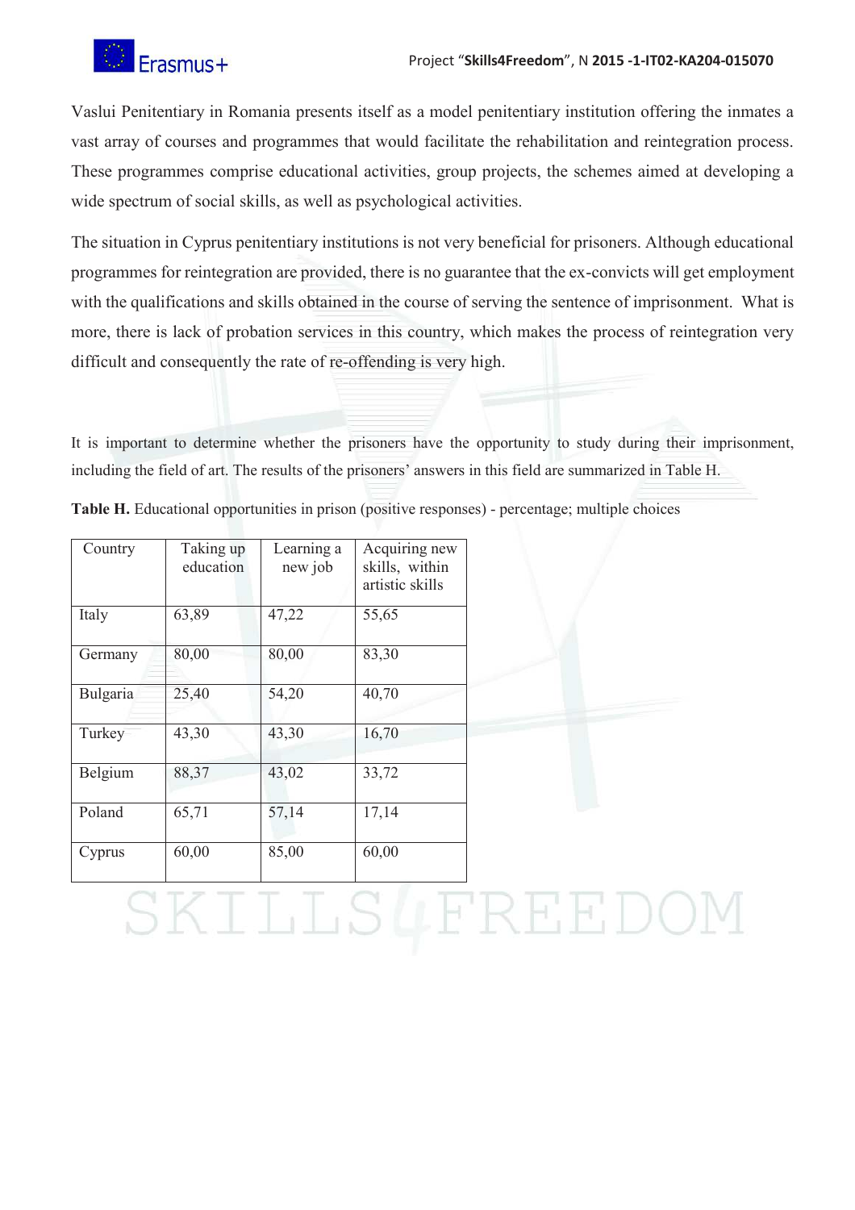Vaslui Penitentiary in Romania presents itself as a model penitentiary institution offering the inmates a vast array of courses and programmes that would facilitate the rehabilitation and reintegration process. These programmes comprise educational activities, group projects, the schemes aimed at developing a wide spectrum of social skills, as well as psychological activities.

The situation in Cyprus penitentiary institutions is not very beneficial for prisoners. Although educational programmes for reintegration are provided, there is no guarantee that the ex-convicts will get employment with the qualifications and skills obtained in the course of serving the sentence of imprisonment. What is more, there is lack of probation services in this country, which makes the process of reintegration very difficult and consequently the rate of re-offending is very high.

It is important to determine whether the prisoners have the opportunity to study during their imprisonment, including the field of art. The results of the prisoners' answers in this field are summarized in Table H.

**Table H.** Educational opportunities in prison (positive responses) - percentage; multiple choices

| Country | Taking up education | Learning a new job | Acquiring new skills, within artistic skills |
|---|---|---|---|
| Italy | 63,89 | 47,22 | 55,65 |
| Germany | 80,00 | 80,00 | 83,30 |
| Bulgaria | 25,40 | 54,20 | 40,70 |
| Turkey | 43,30 | 43,30 | 16,70 |
| Belgium | 88,37 | 43,02 | 33,72 |
| Poland | 65,71 | 57,14 | 17,14 |
| Cyprus | 60,00 | 85,00 | 60,00 |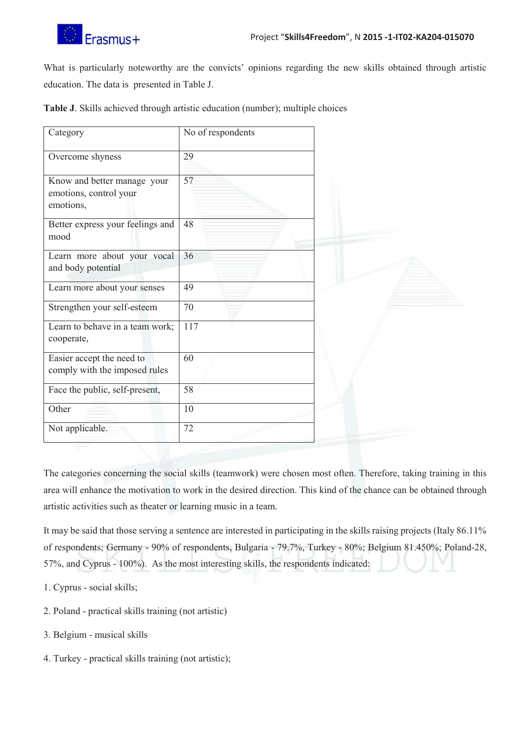What is particularly noteworthy are the convicts' opinions regarding the new skills obtained through artistic education. The data is presented in Table J.

**Table J**. Skills achieved through artistic education (number); multiple choices

| Category | No of respondents |
| --- | --- |
| Overcome shyness | 29 |
| Know and better manage your emotions, control your emotions, | 57 |
| Better express your feelings and mood | 48 |
| Learn more about your vocal and body potential | 36 |
| Learn more about your senses | 49 |
| Strengthen your self-esteem | 70 |
| Learn to behave in a team work; cooperate, | 117 |
| Easier accept the need to comply with the imposed rules | 60 |
| Face the public, self-present, | 58 |
| Other | 10 |
| Not applicable. | 72 |

The categories concerning the social skills (teamwork) were chosen most often. Therefore, taking training in this area will enhance the motivation to work in the desired direction. This kind of the chance can be obtained through artistic activities such as theater or learning music in a team.

It may be said that those serving a sentence are interested in participating in the skills raising projects (Italy 86.11% of respondents; Germany - 90% of respondents, Bulgaria - 79.7%, Turkey - 80%; Belgium 81.450%; Poland-28, 57%, and Cyprus - 100%). As the most interesting skills, the respondents indicated:

1. Cyprus - social skills;
2. Poland - practical skills training (not artistic)
3. Belgium - musical skills
4. Turkey - practical skills training (not artistic);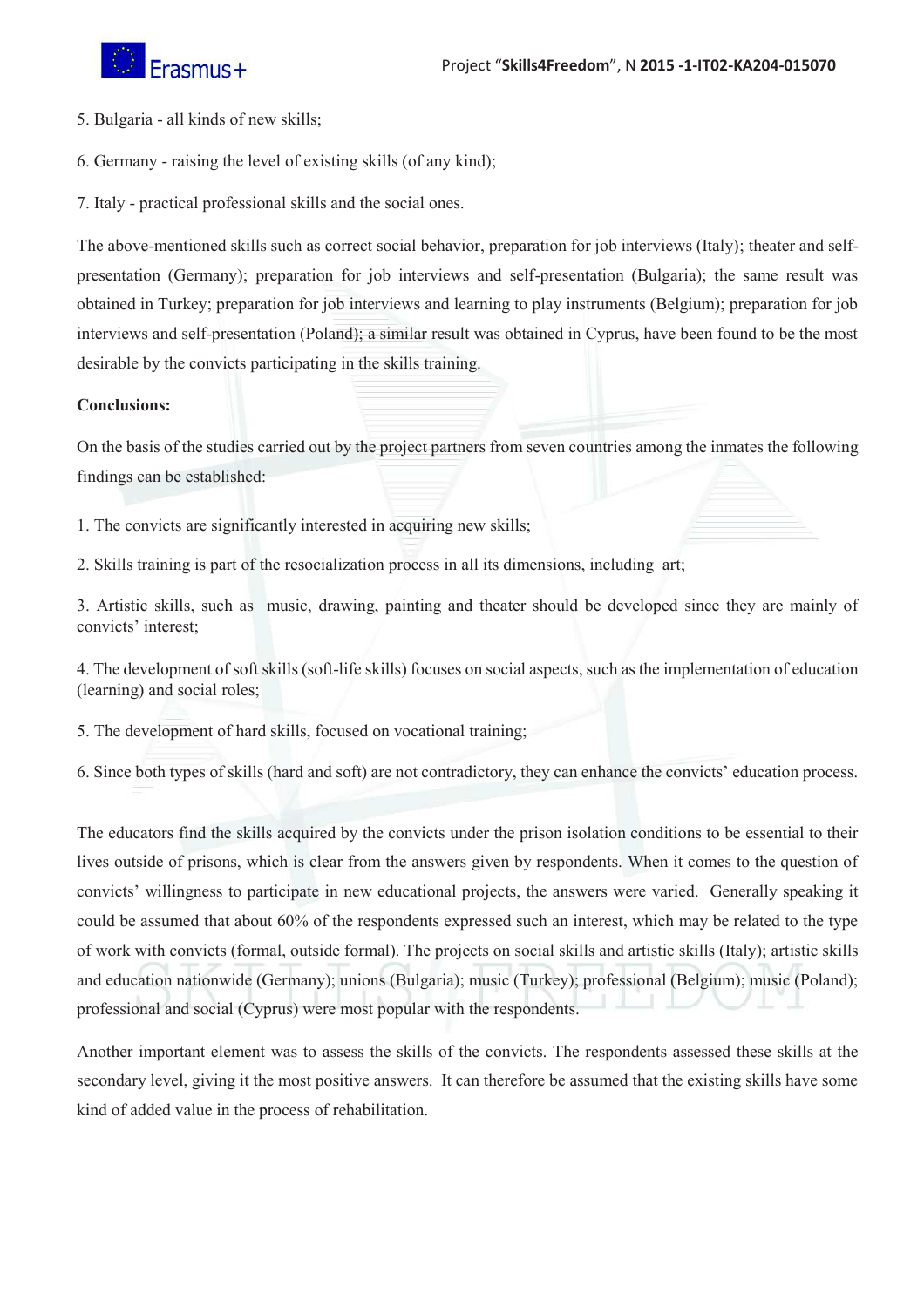5. Bulgaria - all kinds of new skills;

6. Germany - raising the level of existing skills (of any kind);

7. Italy - practical professional skills and the social ones.

The above-mentioned skills such as correct social behavior, preparation for job interviews (Italy); theater and self-presentation (Germany); preparation for job interviews and self-presentation (Bulgaria); the same result was obtained in Turkey; preparation for job interviews and learning to play instruments (Belgium); preparation for job interviews and self-presentation (Poland); a similar result was obtained in Cyprus, have been found to be the most desirable by the convicts participating in the skills training.

**Conclusions:**

On the basis of the studies carried out by the project partners from seven countries among the inmates the following findings can be established:

1. The convicts are significantly interested in acquiring new skills;

2. Skills training is part of the resocialization process in all its dimensions, including art;

3. Artistic skills, such as music, drawing, painting and theater should be developed since they are mainly of convicts' interest;

4. The development of soft skills (soft-life skills) focuses on social aspects, such as the implementation of education (learning) and social roles;

5. The development of hard skills, focused on vocational training;

6. Since both types of skills (hard and soft) are not contradictory, they can enhance the convicts' education process.

The educators find the skills acquired by the convicts under the prison isolation conditions to be essential to their lives outside of prisons, which is clear from the answers given by respondents. When it comes to the question of convicts' willingness to participate in new educational projects, the answers were varied. Generally speaking it could be assumed that about 60% of the respondents expressed such an interest, which may be related to the type of work with convicts (formal, outside formal). The projects on social skills and artistic skills (Italy); artistic skills and education nationwide (Germany); unions (Bulgaria); music (Turkey); professional (Belgium); music (Poland); professional and social (Cyprus) were most popular with the respondents.

Another important element was to assess the skills of the convicts. The respondents assessed these skills at the secondary level, giving it the most positive answers. It can therefore be assumed that the existing skills have some kind of added value in the process of rehabilitation.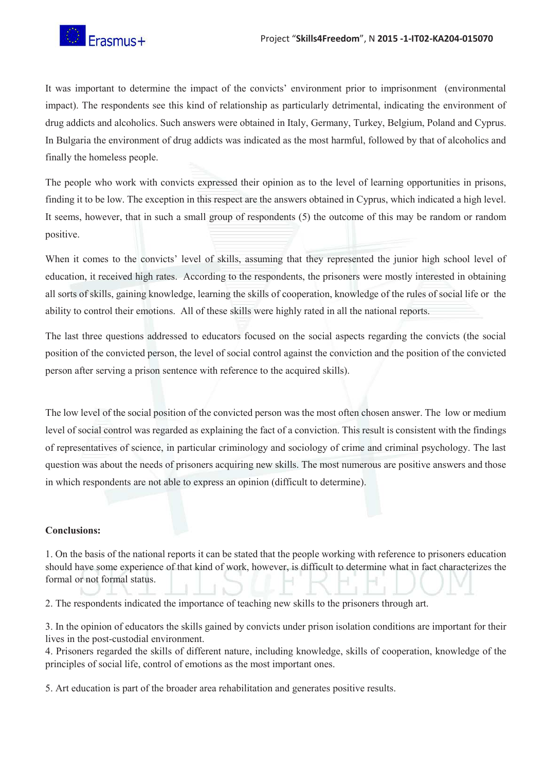It was important to determine the impact of the convicts' environment prior to imprisonment (environmental impact). The respondents see this kind of relationship as particularly detrimental, indicating the environment of drug addicts and alcoholics. Such answers were obtained in Italy, Germany, Turkey, Belgium, Poland and Cyprus. In Bulgaria the environment of drug addicts was indicated as the most harmful, followed by that of alcoholics and finally the homeless people.

The people who work with convicts expressed their opinion as to the level of learning opportunities in prisons, finding it to be low. The exception in this respect are the answers obtained in Cyprus, which indicated a high level. It seems, however, that in such a small group of respondents (5) the outcome of this may be random or random positive.

When it comes to the convicts' level of skills, assuming that they represented the junior high school level of education, it received high rates. According to the respondents, the prisoners were mostly interested in obtaining all sorts of skills, gaining knowledge, learning the skills of cooperation, knowledge of the rules of social life or the ability to control their emotions. All of these skills were highly rated in all the national reports.

The last three questions addressed to educators focused on the social aspects regarding the convicts (the social position of the convicted person, the level of social control against the conviction and the position of the convicted person after serving a prison sentence with reference to the acquired skills).

The low level of the social position of the convicted person was the most often chosen answer. The low or medium level of social control was regarded as explaining the fact of a conviction. This result is consistent with the findings of representatives of science, in particular criminology and sociology of crime and criminal psychology. The last question was about the needs of prisoners acquiring new skills. The most numerous are positive answers and those in which respondents are not able to express an opinion (difficult to determine).

**Conclusions:**

1. On the basis of the national reports it can be stated that the people working with reference to prisoners education should have some experience of that kind of work, however, is difficult to determine what in fact characterizes the formal or not formal status.

2. The respondents indicated the importance of teaching new skills to the prisoners through art.

3. In the opinion of educators the skills gained by convicts under prison isolation conditions are important for their lives in the post-custodial environment.
4. Prisoners regarded the skills of different nature, including knowledge, skills of cooperation, knowledge of the principles of social life, control of emotions as the most important ones.

5. Art education is part of the broader area rehabilitation and generates positive results.